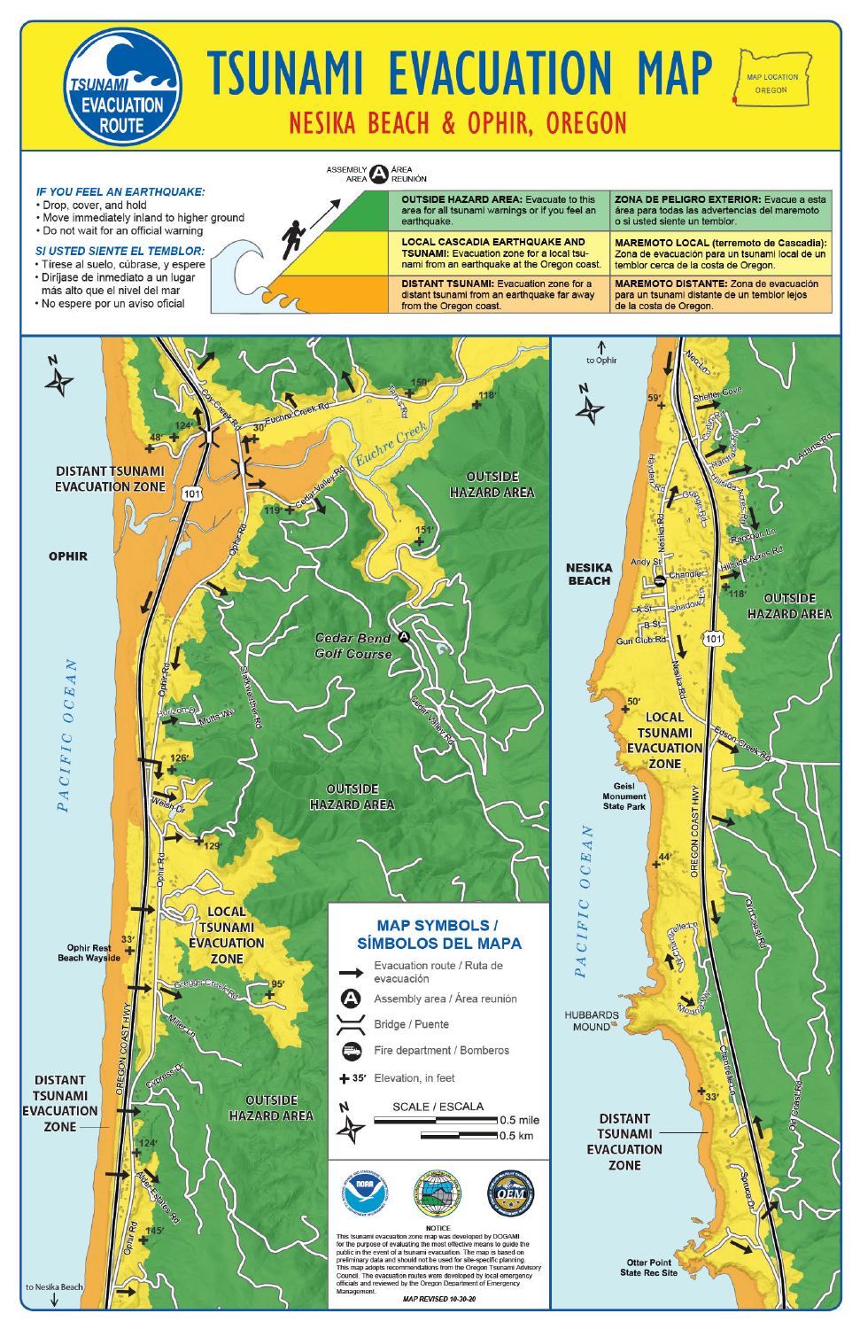# TSUNAMI EVACUATION MAP

## NESIKA BEACH & OPHIR, OREGON

TSUNAMI EVACUATION ROUTE

MAP LOCATION OREGON

*IF YOU FEEL AN EARTHQUAKE:*
- Drop, cover, and hold
- Move immediately inland to higher ground
- Do not wait for an official warning

*SI USTED SIENTE EL TEMBLOR:*
- Tírese al suelo, cúbrase, y espere
- Diríjase de inmediato a un lugar más alto que el nivel del mar
- No espere por un aviso oficial

ASSEMBLY AREA / ÁREA REUNIÓN

| | |
|---|---|
| **OUTSIDE HAZARD AREA:** Evacuate to this area for all tsunami warnings or if you feel an earthquake. | **ZONA DE PELIGRO EXTERIOR:** Evacue a esta área para todas las advertencias del maremoto o si usted siente un temblor. |
| **LOCAL CASCADIA EARTHQUAKE AND TSUNAMI:** Evacuation zone for a local tsunami from an earthquake at the Oregon coast. | **MAREMOTO LOCAL (terremoto de Cascadia):** Zona de evacuación para un tsunami local de un temblor cerca de la costa de Oregon. |
| **DISTANT TSUNAMI:** Evacuation zone for a distant tsunami from an earthquake far away from the Oregon coast. | **MAREMOTO DISTANTE:** Zona de evacuación para un tsunami distante de un temblor lejos de la costa de Oregon. |

## MAP SYMBOLS / SÍMBOLOS DEL MAPA

- Evacuation route / Ruta de evacuación
- Assembly area / Área reunión
- Bridge / Puente
- Fire department / Bomberos
- 35′ Elevation, in feet

SCALE / ESCALA: 0.5 mile, 0.5 km

NOTICE

This tsunami evacuation zone map was developed by DOGAMI for the purpose of evaluating the most effective means to guide the public in the event of a tsunami evacuation. The map is based on preliminary data and should not be used for site-specific planning. This map adopts recommendations from the Oregon Tsunami Advisory Council. The evacuation routes were developed by local emergency officials and reviewed by the Oregon Department of Emergency Management.

MAP REVISED 10-30-20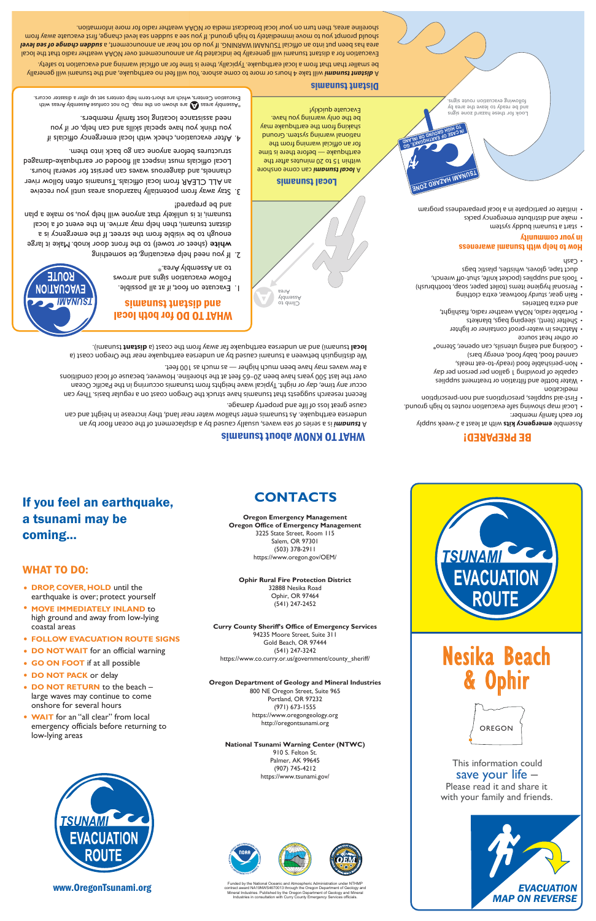## WHAT TO KNOW about tsunamis

A ***tsunami*** is a series of sea waves, usually caused by a displacement of the ocean floor by an undersea earthquake. As tsunamis enter shallow water near land, they increase in height and can cause great loss of life and property damage.

Recent research suggests that tsunamis have struck the Oregon coast on a regular basis. They can occur any time, day or night. Typical wave heights from tsunamis occurring in the Pacific Ocean over the last 500 years have been 20–65 feet at the shoreline. However, because of local conditions a few waves may have been much higher — as much as 100 feet.

We distinguish between a tsunami caused by an undersea earthquake near the Oregon coast (a **local** tsunami) and an undersea earthquake far away from the coast (a **distant** tsunami).

## WHAT TO DO for both local and distant tsunamis

1. Evacuate on foot, if at all possible. Follow evacuation signs and arrows to an Assembly Area.*
2. If you need help evacuating, tie something **white** (sheet or towel) to the front door knob. Make it large enough to be visible from the street. If the emergency is a distant tsunami, then help may arrive. In the event of a local tsunami, it is unlikely that anyone will help you, so make a plan and be prepared!
3. Stay away from potentially hazardous areas until you receive an ALL CLEAR from local officials. Tsunamis often follow river channels, and dangerous waves can persist for several hours. Local officials must inspect all flooded or earthquake-damaged structures before anyone can go back into them.
4. After evacuation, check with local emergency officials if you think you have special skills and can help, or if you need assistance locating lost family members.

*Assembly areas (A) are shown on the map. Do not confuse Assembly Areas with Evacuation Centers, which are short-term help centers set up after a disaster occurs.

Climb to Assembly Area

## Local tsunamis

A ***local tsunami*** can come onshore within 15 to 20 minutes after the earthquake — before there is time for an official warning from the national warning system. Ground shaking from the earthquake may be the only warning you have. Evacuate quickly!

TSUNAMI HAZARD ZONE — IN CASE OF EARTHQUAKE, GO TO HIGH GROUND OR INLAND

Look for these hazard zone signs and be ready to leave the area by following evacuation route signs.

## Distant tsunamis

A ***distant tsunami*** will take 4 hours or more to come ashore. You will feel no earthquake, and the tsunami will generally be smaller than that from a local earthquake. Typically, there is time for an official warning and evacuation to safety.

Evacuation for a distant tsunami will generally be indicated by an announcement over NOAA weather radio that the local area has been put into an official TSUNAMI WARNING. If you do not hear an announcement, a ***sudden change of sea level*** should prompt you to move immediately to high ground. If you see a sudden sea level change, first evacuate away from shoreline areas, then turn on your local broadcast media or NOAA weather radio for more information.

## BE PREPARED!

Assemble **emergency kits** with at least a 2-week supply for each family member:

- Local map showing safe evacuation routes to high ground.
- First-aid supplies, prescription and non-prescription medication
- Water bottle and filtration or treatment supplies capable of providing 1 gallon per person per day
- Non-perishable food (ready-to-eat meals, canned food, baby food, energy bars)
- Cooking and eating utensils, can opener, Sterno® or other heat source
- Matches in water-proof container or lighter
- Shelter (tent), sleeping bags, blankets
- Portable radio, NOAA weather radio, flashlight, and extra batteries
- Rain gear, sturdy footwear, extra clothing
- Personal hygiene items (toilet paper, soap, toothbrush)
- Tools and supplies (pocket knife, shut-off wrench, duct tape, gloves, whistles, plastic bags
- Cash

### How to help with tsunami awareness in your community

- start a tsunami buddy system
- make and distribute emergency packs
- initiate or participate in a local preparedness program

## If you feel an earthquake, a tsunami may be coming...

### WHAT TO DO:

- **DROP, COVER, HOLD** until the earthquake is over; protect yourself
- **MOVE IMMEDIATELY INLAND** to high ground and away from low-lying coastal areas
- **FOLLOW EVACUATION ROUTE SIGNS**
- **DO NOT WAIT** for an official warning
- **GO ON FOOT** if at all possible
- **DO NOT PACK** or delay
- **DO NOT RETURN** to the beach – large waves may continue to come onshore for several hours
- **WAIT** for an "all clear" from local emergency officials before returning to low-lying areas

TSUNAMI EVACUATION ROUTE

www.OregonTsunami.org

## CONTACTS

**Oregon Emergency Management**
**Oregon Office of Emergency Management**
3225 State Street, Room 115
Salem, OR 97301
(503) 378-2911
https://www.oregon.gov/OEM/

**Ophir Rural Fire Protection District**
32888 Nesika Road
Ophir, OR 97464
(541) 247-2452

**Curry County Sheriff's Office of Emergency Services**
94235 Moore Street, Suite 311
Gold Beach, OR 97444
(541) 247-3242
https://www.co.curry.or.us/government/county_sheriff/

**Oregon Department of Geology and Mineral Industries**
800 NE Oregon Street, Suite 965
Portland, OR 97232
(971) 673-1555
https://www.oregongeology.org
http://oregontsunami.org

**National Tsunami Warning Center (NTWC)**
910 S. Felton St.
Palmer, AK 99645
(907) 745-4212
https://www.tsunami.gov/

Funded by the National Oceanic and Atmospheric Administration under NTHMP contract award NA19NWS4670013 through the Oregon Department of Geology and Mineral Industries. Published by the Oregon Department of Geology and Mineral Industries in consultation with Curry County Emergency Services officials.

TSUNAMI EVACUATION ROUTE

# Nesika Beach & Ophir

OREGON

This information could save your life – Please read it and share it with your family and friends.

EVACUATION MAP ON REVERSE